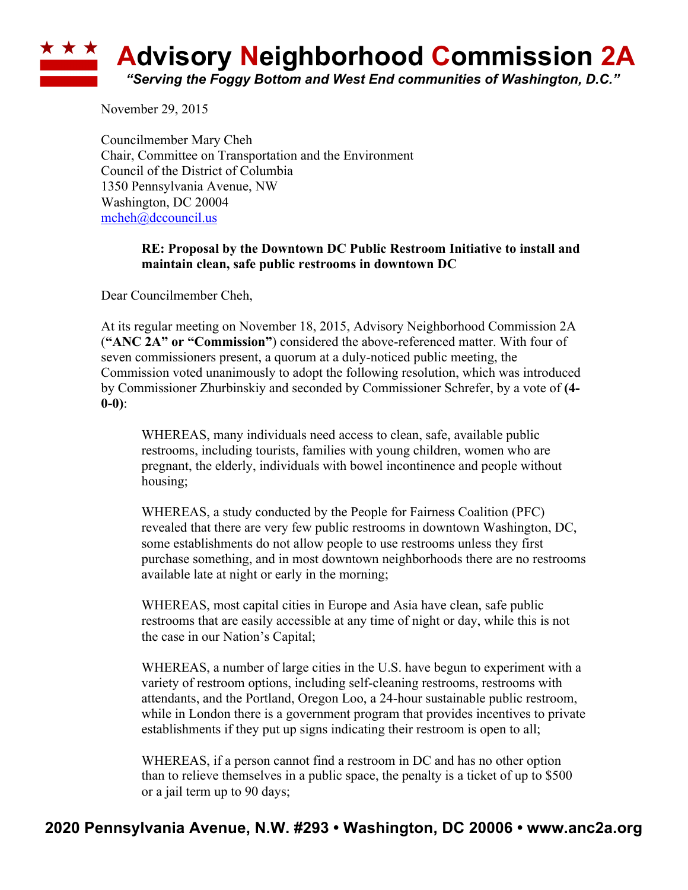# Advisory Neighborhood Commission 2A

*"Serving the Foggy Bottom and West End communities of Washington, D.C."*

November 29, 2015

Councilmember Mary Cheh
Chair, Committee on Transportation and the Environment
Council of the District of Columbia
1350 Pennsylvania Avenue, NW
Washington, DC 20004
mcheh@dccouncil.us

**RE: Proposal by the Downtown DC Public Restroom Initiative to install and maintain clean, safe public restrooms in downtown DC**

Dear Councilmember Cheh,

At its regular meeting on November 18, 2015, Advisory Neighborhood Commission 2A (**"ANC 2A" or "Commission"**) considered the above-referenced matter. With four of seven commissioners present, a quorum at a duly-noticed public meeting, the Commission voted unanimously to adopt the following resolution, which was introduced by Commissioner Zhurbinskiy and seconded by Commissioner Schrefer, by a vote of **(4-0-0)**:

> WHEREAS, many individuals need access to clean, safe, available public restrooms, including tourists, families with young children, women who are pregnant, the elderly, individuals with bowel incontinence and people without housing;
>
> WHEREAS, a study conducted by the People for Fairness Coalition (PFC) revealed that there are very few public restrooms in downtown Washington, DC, some establishments do not allow people to use restrooms unless they first purchase something, and in most downtown neighborhoods there are no restrooms available late at night or early in the morning;
>
> WHEREAS, most capital cities in Europe and Asia have clean, safe public restrooms that are easily accessible at any time of night or day, while this is not the case in our Nation's Capital;
>
> WHEREAS, a number of large cities in the U.S. have begun to experiment with a variety of restroom options, including self-cleaning restrooms, restrooms with attendants, and the Portland, Oregon Loo, a 24-hour sustainable public restroom, while in London there is a government program that provides incentives to private establishments if they put up signs indicating their restroom is open to all;
>
> WHEREAS, if a person cannot find a restroom in DC and has no other option than to relieve themselves in a public space, the penalty is a ticket of up to $500 or a jail term up to 90 days;

**2020 Pennsylvania Avenue, N.W. #293 • Washington, DC 20006 • www.anc2a.org**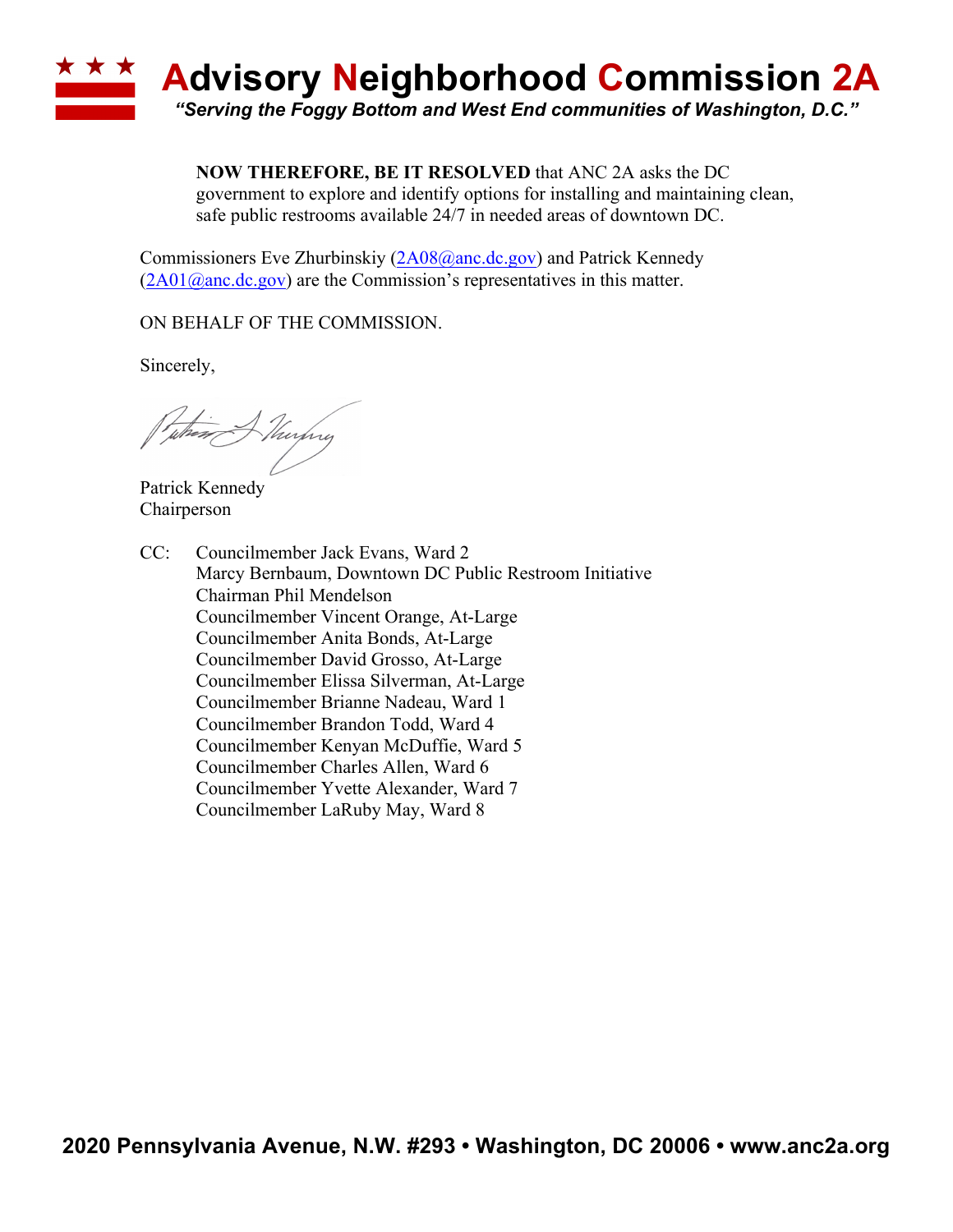**NOW THEREFORE, BE IT RESOLVED** that ANC 2A asks the DC government to explore and identify options for installing and maintaining clean, safe public restrooms available 24/7 in needed areas of downtown DC.

Commissioners Eve Zhurbinskiy (2A08@anc.dc.gov) and Patrick Kennedy (2A01@anc.dc.gov) are the Commission's representatives in this matter.

ON BEHALF OF THE COMMISSION.

Sincerely,

Patrick Kennedy
Chairperson

CC: Councilmember Jack Evans, Ward 2
Marcy Bernbaum, Downtown DC Public Restroom Initiative
Chairman Phil Mendelson
Councilmember Vincent Orange, At-Large
Councilmember Anita Bonds, At-Large
Councilmember David Grosso, At-Large
Councilmember Elissa Silverman, At-Large
Councilmember Brianne Nadeau, Ward 1
Councilmember Brandon Todd, Ward 4
Councilmember Kenyan McDuffie, Ward 5
Councilmember Charles Allen, Ward 6
Councilmember Yvette Alexander, Ward 7
Councilmember LaRuby May, Ward 8